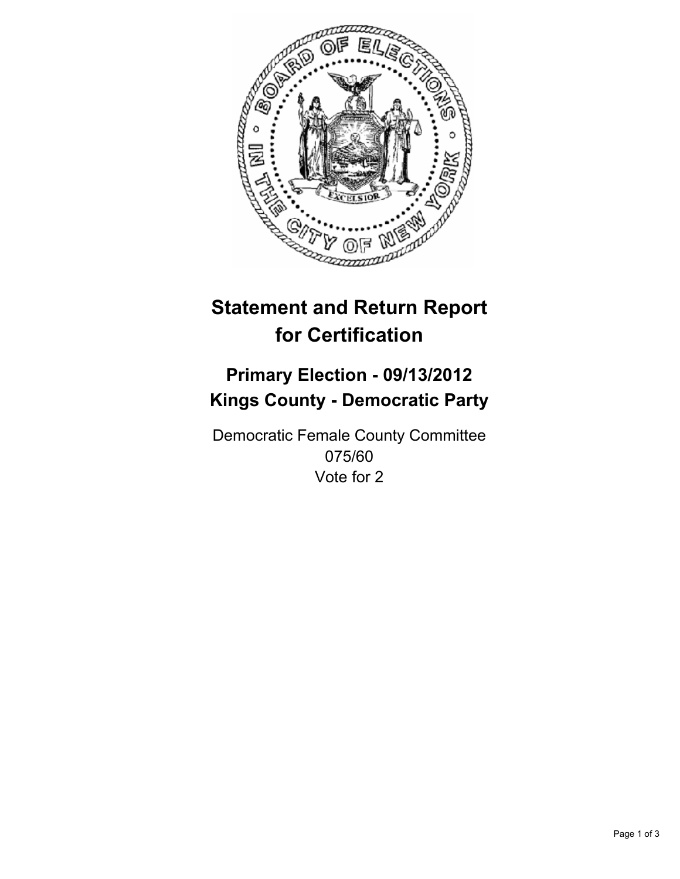# Statement and Return Report for Certification

## Primary Election - 09/13/2012
## Kings County - Democratic Party

Democratic Female County Committee
075/60
Vote for 2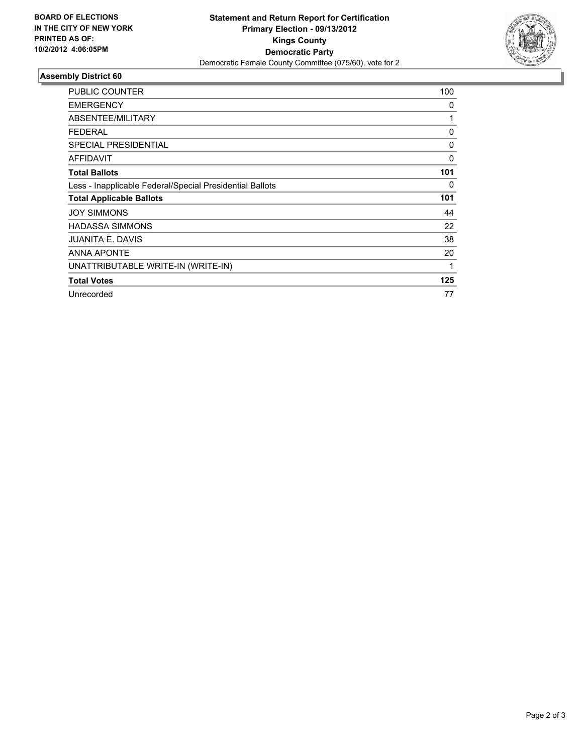**BOARD OF ELECTIONS IN THE CITY OF NEW YORK PRINTED AS OF: 10/2/2012 4:06:05PM**

# Statement and Return Report for Certification
## Primary Election - 09/13/2012
## Kings County
## Democratic Party
Democratic Female County Committee (075/60), vote for 2

### Assembly District 60

| | |
|---|---|
| PUBLIC COUNTER | 100 |
| EMERGENCY | 0 |
| ABSENTEE/MILITARY | 1 |
| FEDERAL | 0 |
| SPECIAL PRESIDENTIAL | 0 |
| AFFIDAVIT | 0 |
| **Total Ballots** | **101** |
| Less - Inapplicable Federal/Special Presidential Ballots | 0 |
| **Total Applicable Ballots** | **101** |
| JOY SIMMONS | 44 |
| HADASSA SIMMONS | 22 |
| JUANITA E. DAVIS | 38 |
| ANNA APONTE | 20 |
| UNATTRIBUTABLE WRITE-IN (WRITE-IN) | 1 |
| **Total Votes** | **125** |
| Unrecorded | 77 |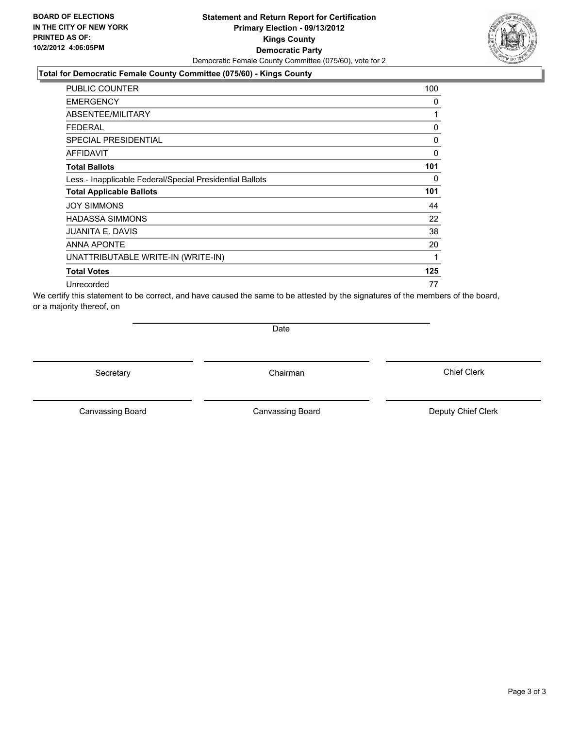**BOARD OF ELECTIONS IN THE CITY OF NEW YORK PRINTED AS OF: 10/2/2012 4:06:05PM**

**Statement and Return Report for Certification**
**Primary Election - 09/13/2012**
**Kings County**
**Democratic Party**
Democratic Female County Committee (075/60), vote for 2

**Total for Democratic Female County Committee (075/60) - Kings County**

| | |
|---|---|
| PUBLIC COUNTER | 100 |
| EMERGENCY | 0 |
| ABSENTEE/MILITARY | 1 |
| FEDERAL | 0 |
| SPECIAL PRESIDENTIAL | 0 |
| AFFIDAVIT | 0 |
| **Total Ballots** | **101** |
| Less - Inapplicable Federal/Special Presidential Ballots | 0 |
| **Total Applicable Ballots** | **101** |
| JOY SIMMONS | 44 |
| HADASSA SIMMONS | 22 |
| JUANITA E. DAVIS | 38 |
| ANNA APONTE | 20 |
| UNATTRIBUTABLE WRITE-IN (WRITE-IN) | 1 |
| **Total Votes** | **125** |
| Unrecorded | 77 |

We certify this statement to be correct, and have caused the same to be attested by the signatures of the members of the board, or a majority thereof, on

Date

Secretary

Chairman

Chief Clerk

Canvassing Board

Canvassing Board

Deputy Chief Clerk